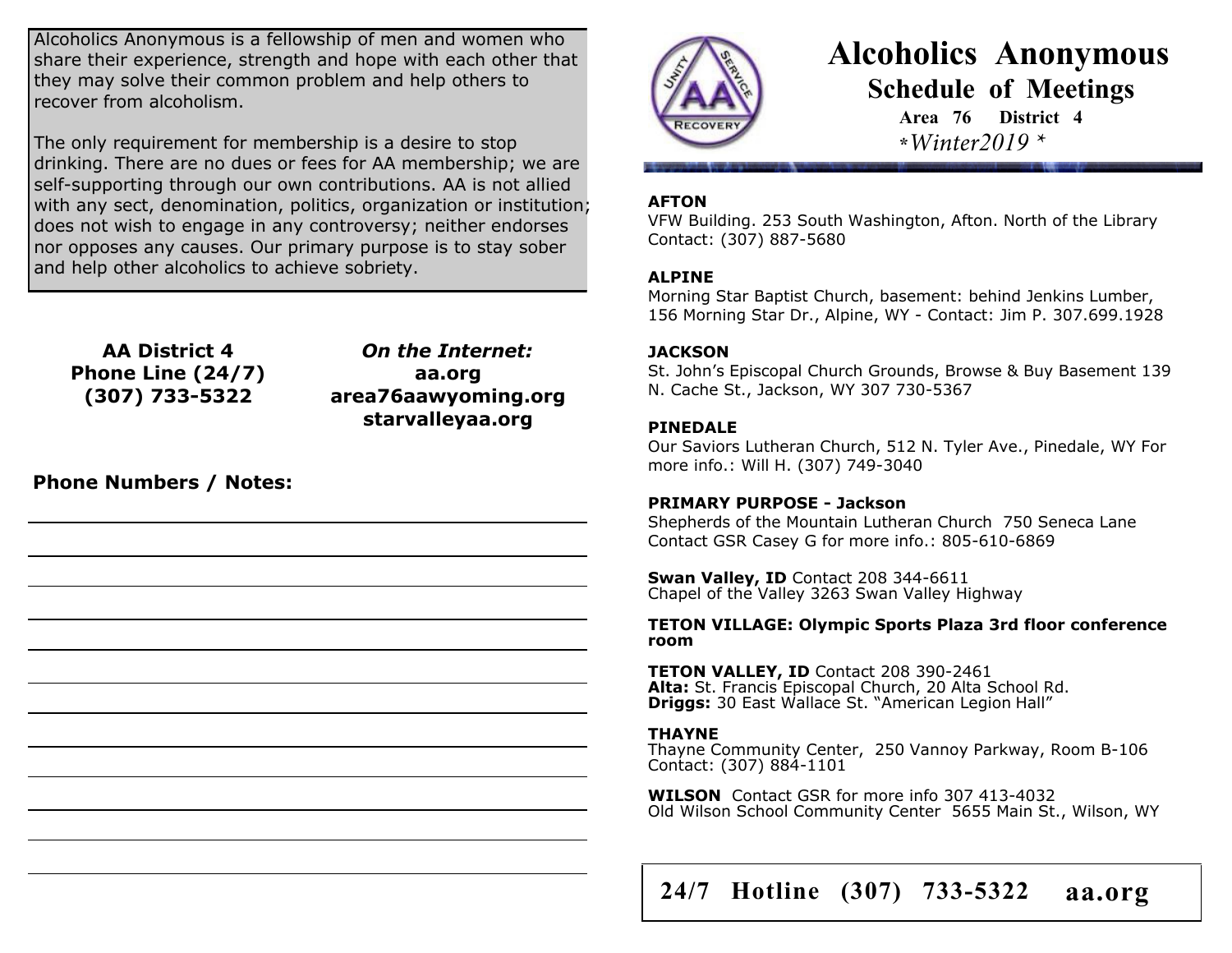Alcoholics Anonymous is a fellowship of men and women who share their experience, strength and hope with each other that they may solve their common problem and help others to recover from alcoholism.

The only requirement for membership is a desire to stop drinking. There are no dues or fees for AA membership; we are self-supporting through our own contributions. AA is not allied with any sect, denomination, politics, organization or institution; does not wish to engage in any controversy; neither endorses nor opposes any causes. Our primary purpose is to stay sober and help other alcoholics to achieve sobriety.

**AA District 4**
**Phone Line (24/7)**
**(307) 733-5322**

***On the Internet:***
**aa.org**
**area76aawyoming.org**
**starvalleyaa.org**

**Phone Numbers / Notes:**

# Alcoholics Anonymous

## Schedule of Meetings

**Area 76 District 4**

*\*Winter2019 \**

**AFTON**
VFW Building. 253 South Washington, Afton. North of the Library
Contact: (307) 887-5680

**ALPINE**
Morning Star Baptist Church, basement: behind Jenkins Lumber, 156 Morning Star Dr., Alpine, WY - Contact: Jim P. 307.699.1928

**JACKSON**
St. John's Episcopal Church Grounds, Browse & Buy Basement 139 N. Cache St., Jackson, WY 307 730-5367

**PINEDALE**
Our Saviors Lutheran Church, 512 N. Tyler Ave., Pinedale, WY For more info.: Will H. (307) 749-3040

**PRIMARY PURPOSE - Jackson**
Shepherds of the Mountain Lutheran Church 750 Seneca Lane
Contact GSR Casey G for more info.: 805-610-6869

**Swan Valley, ID** Contact 208 344-6611
Chapel of the Valley 3263 Swan Valley Highway

**TETON VILLAGE: Olympic Sports Plaza 3rd floor conference room**

**TETON VALLEY, ID** Contact 208 390-2461
**Alta:** St. Francis Episcopal Church, 20 Alta School Rd.
**Driggs:** 30 East Wallace St. "American Legion Hall"

**THAYNE**
Thayne Community Center, 250 Vannoy Parkway, Room B-106
Contact: (307) 884-1101

**WILSON** Contact GSR for more info 307 413-4032
Old Wilson School Community Center 5655 Main St., Wilson, WY

**24/7 Hotline (307) 733-5322 aa.org**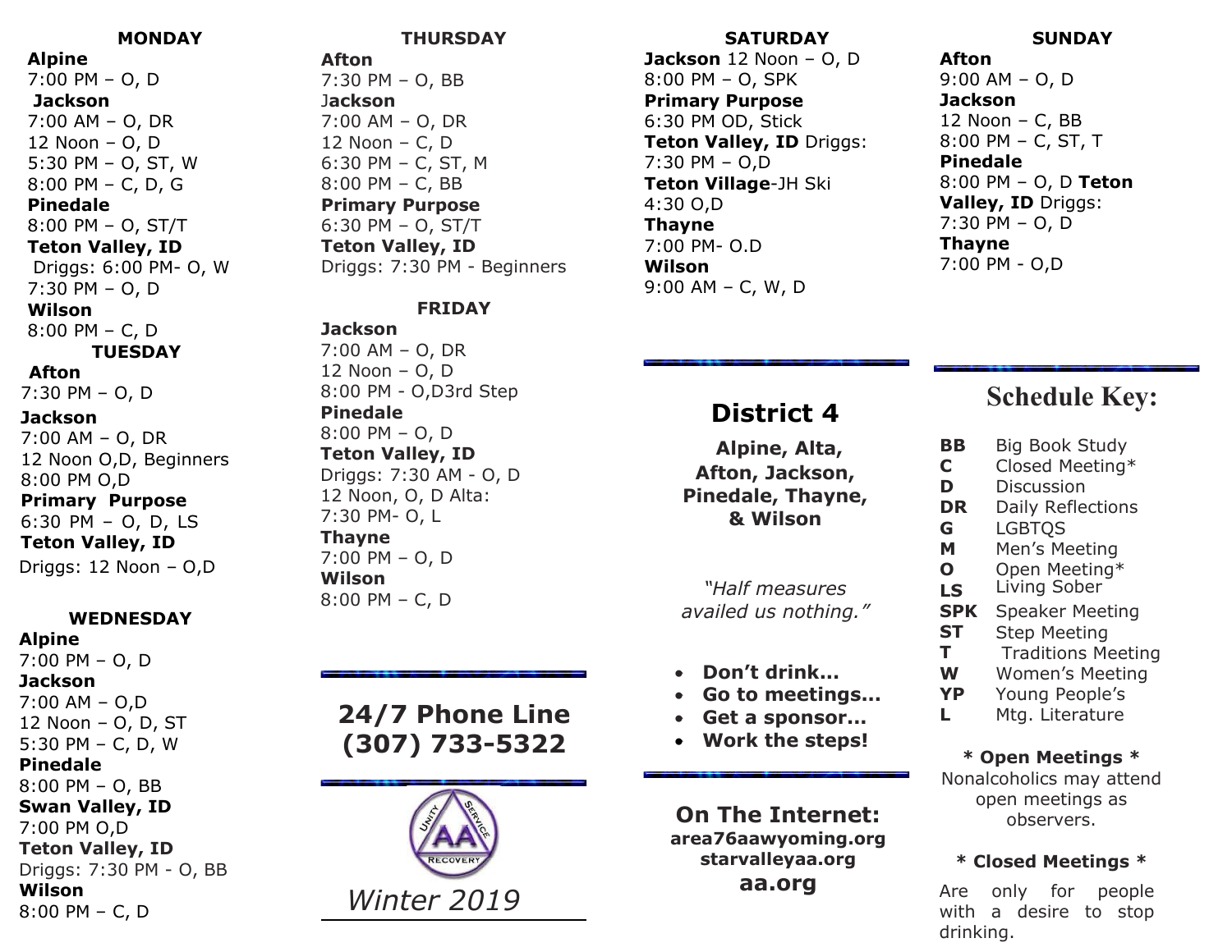## MONDAY

**Alpine**
7:00 PM – O, D

**Jackson**
7:00 AM – O, DR
12 Noon – O, D
5:30 PM – O, ST, W
8:00 PM – C, D, G

**Pinedale**
8:00 PM – O, ST/T

**Teton Valley, ID**
Driggs: 6:00 PM- O, W
7:30 PM – O, D

**Wilson**
8:00 PM – C, D

## TUESDAY

**Afton**
7:30 PM – O, D

**Jackson**
7:00 AM – O, DR
12 Noon O,D, Beginners
8:00 PM O,D

**Primary Purpose**
6:30 PM – O, D, LS

**Teton Valley, ID**
Driggs: 12 Noon – O,D

## WEDNESDAY

**Alpine**
7:00 PM – O, D

**Jackson**
7:00 AM – O,D
12 Noon – O, D, ST
5:30 PM – C, D, W

**Pinedale**
8:00 PM – O, BB

**Swan Valley, ID**
7:00 PM O,D

**Teton Valley, ID**
Driggs: 7:30 PM - O, BB

**Wilson**
8:00 PM – C, D

## THURSDAY

**Afton**
7:30 PM – O, BB

**Jackson**
7:00 AM – O, DR
12 Noon – C, D
6:30 PM – C, ST, M
8:00 PM – C, BB

**Primary Purpose**
6:30 PM – O, ST/T

**Teton Valley, ID**
Driggs: 7:30 PM - Beginners

## FRIDAY

**Jackson**
7:00 AM – O, DR
12 Noon – O, D
8:00 PM - O,D3rd Step

**Pinedale**
8:00 PM – O, D

**Teton Valley, ID**
Driggs: 7:30 AM - O, D
12 Noon, O, D Alta:
7:30 PM- O, L

**Thayne**
7:00 PM – O, D

**Wilson**
8:00 PM – C, D

## 24/7 Phone Line (307) 733-5322

*Winter 2019*

## SATURDAY

**Jackson** 12 Noon – O, D
8:00 PM – O, SPK

**Primary Purpose**
6:30 PM OD, Stick

**Teton Valley, ID** Driggs:
7:30 PM – O,D

**Teton Village**-JH Ski
4:30 O,D

**Thayne**
7:00 PM- O.D

**Wilson**
9:00 AM – C, W, D

## District 4

**Alpine, Alta, Afton, Jackson, Pinedale, Thayne, & Wilson**

*"Half measures availed us nothing."*

- **Don't drink...**
- **Go to meetings...**
- **Get a sponsor...**
- **Work the steps!**

**On The Internet:**
**area76aawyoming.org**
**starvalleyaa.org**
**aa.org**

## SUNDAY

**Afton**
9:00 AM – O, D

**Jackson**
12 Noon – C, BB
8:00 PM – C, ST, T

**Pinedale**
8:00 PM – O, D

**Teton Valley, ID** Driggs:
7:30 PM – O, D

**Thayne**
7:00 PM - O,D

## Schedule Key:

| | |
|---|---|
| **BB** | Big Book Study |
| **C** | Closed Meeting* |
| **D** | Discussion |
| **DR** | Daily Reflections |
| **G** | LGBTQS |
| **M** | Men's Meeting |
| **O** | Open Meeting* |
| **LS** | Living Sober |
| **SPK** | Speaker Meeting |
| **ST** | Step Meeting |
| **T** | Traditions Meeting |
| **W** | Women's Meeting |
| **YP** | Young People's |
| **L** | Mtg. Literature |

**\* Open Meetings \***
Nonalcoholics may attend open meetings as observers.

**\* Closed Meetings \***
Are only for people with a desire to stop drinking.